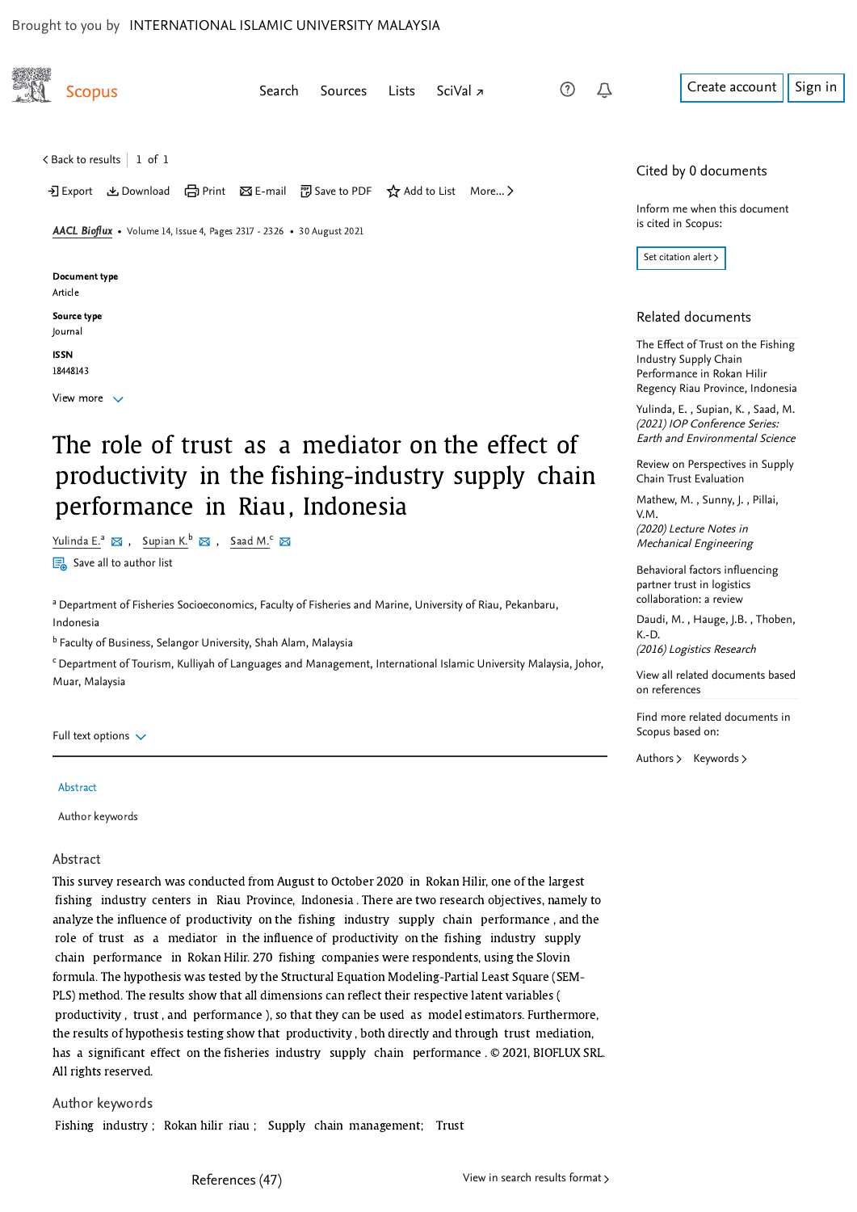Brought to you by INTERNATIONAL ISLAMIC UNIVERSITY MALAYSIA

Scopus

Search Sources Lists SciVal ↗

Create account Sign in

< Back to results | 1 of 1

Export Download Print E-mail Save to PDF Add to List More... >

*AACL Bioflux* • Volume 14, Issue 4, Pages 2317 - 2326 • 30 August 2021

**Document type**
Article

**Source type**
Journal

**ISSN**
18448143

View more

# The role of trust as a mediator on the effect of productivity in the fishing-industry supply chain performance in Riau, Indonesia

Yulinda E.[a], Supian K.[b], Saad M.[c]

Save all to author list

[a] Department of Fisheries Socioeconomics, Faculty of Fisheries and Marine, University of Riau, Pekanbaru, Indonesia

[b] Faculty of Business, Selangor University, Shah Alam, Malaysia

[c] Department of Tourism, Kulliyah of Languages and Management, International Islamic University Malaysia, Johor, Muar, Malaysia

Full text options

Abstract

Author keywords

## Abstract

This survey research was conducted from August to October 2020 in Rokan Hilir, one of the largest fishing industry centers in Riau Province, Indonesia. There are two research objectives, namely to analyze the influence of productivity on the fishing industry supply chain performance, and the role of trust as a mediator in the influence of productivity on the fishing industry supply chain performance in Rokan Hilir. 270 fishing companies were respondents, using the Slovin formula. The hypothesis was tested by the Structural Equation Modeling-Partial Least Square (SEM-PLS) method. The results show that all dimensions can reflect their respective latent variables (productivity, trust, and performance), so that they can be used as model estimators. Furthermore, the results of hypothesis testing show that productivity, both directly and through trust mediation, has a significant effect on the fisheries industry supply chain performance. © 2021, BIOFLUX SRL. All rights reserved.

## Author keywords

Fishing industry; Rokan hilir riau; Supply chain management; Trust

References (47) View in search results format >

## Cited by 0 documents

Inform me when this document is cited in Scopus:

Set citation alert >

## Related documents

The Effect of Trust on the Fishing Industry Supply Chain Performance in Rokan Hilir Regency Riau Province, Indonesia

Yulinda, E. , Supian, K. , Saad, M.
*(2021) IOP Conference Series: Earth and Environmental Science*

Review on Perspectives in Supply Chain Trust Evaluation

Mathew, M. , Sunny, J. , Pillai, V.M.
*(2020) Lecture Notes in Mechanical Engineering*

Behavioral factors influencing partner trust in logistics collaboration: a review

Daudi, M. , Hauge, J.B. , Thoben, K.-D.
*(2016) Logistics Research*

View all related documents based on references

Find more related documents in Scopus based on:

Authors > Keywords >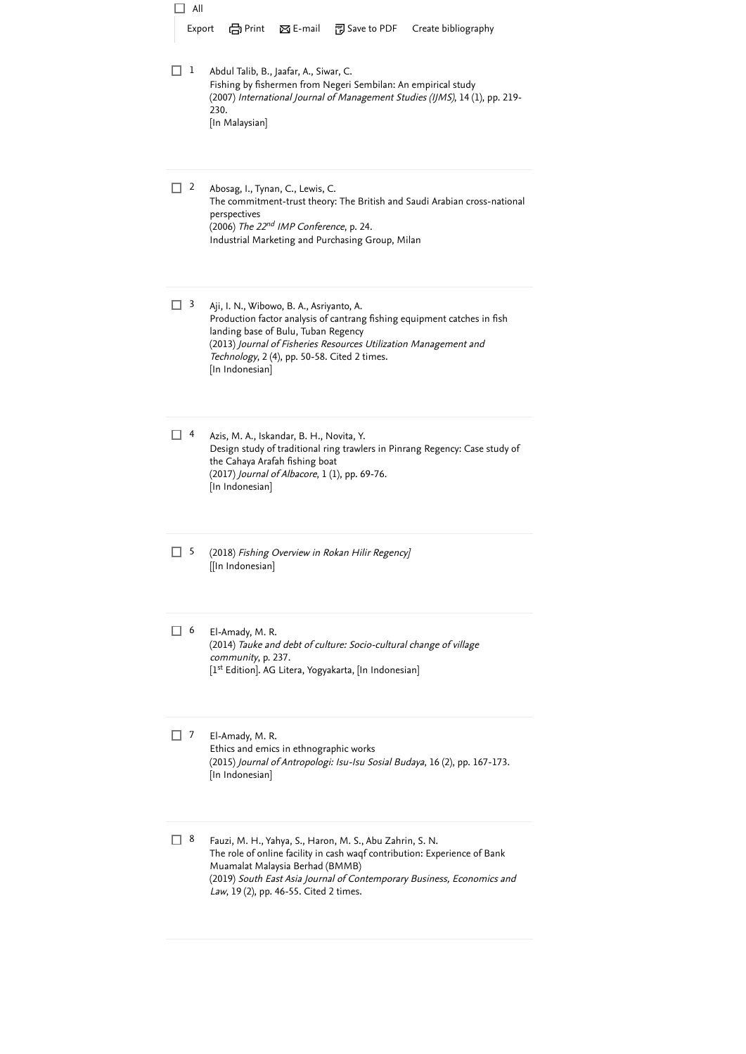- [ ] All

Export Print E-mail Save to PDF Create bibliography

1. Abdul Talib, B., Jaafar, A., Siwar, C.
Fishing by fishermen from Negeri Sembilan: An empirical study
(2007) *International Journal of Management Studies (IJMS)*, 14 (1), pp. 219-230.
[In Malaysian]

2. Abosag, I., Tynan, C., Lewis, C.
The commitment-trust theory: The British and Saudi Arabian cross-national perspectives
(2006) *The 22nd IMP Conference*, p. 24.
Industrial Marketing and Purchasing Group, Milan

3. Aji, I. N., Wibowo, B. A., Asriyanto, A.
Production factor analysis of cantrang fishing equipment catches in fish landing base of Bulu, Tuban Regency
(2013) *Journal of Fisheries Resources Utilization Management and Technology*, 2 (4), pp. 50-58. Cited 2 times.
[In Indonesian]

4. Azis, M. A., Iskandar, B. H., Novita, Y.
Design study of traditional ring trawlers in Pinrang Regency: Case study of the Cahaya Arafah fishing boat
(2017) *Journal of Albacore*, 1 (1), pp. 69-76.
[In Indonesian]

5. (2018) *Fishing Overview in Rokan Hilir Regency]*
[[In Indonesian]

6. El-Amady, M. R.
(2014) *Tauke and debt of culture: Socio-cultural change of village community*, p. 237.
[1st Edition]. AG Litera, Yogyakarta, [In Indonesian]

7. El-Amady, M. R.
Ethics and emics in ethnographic works
(2015) *Journal of Antropologi: Isu-Isu Sosial Budaya*, 16 (2), pp. 167-173.
[In Indonesian]

8. Fauzi, M. H., Yahya, S., Haron, M. S., Abu Zahrin, S. N.
The role of online facility in cash waqf contribution: Experience of Bank Muamalat Malaysia Berhad (BMMB)
(2019) *South East Asia Journal of Contemporary Business, Economics and Law*, 19 (2), pp. 46-55. Cited 2 times.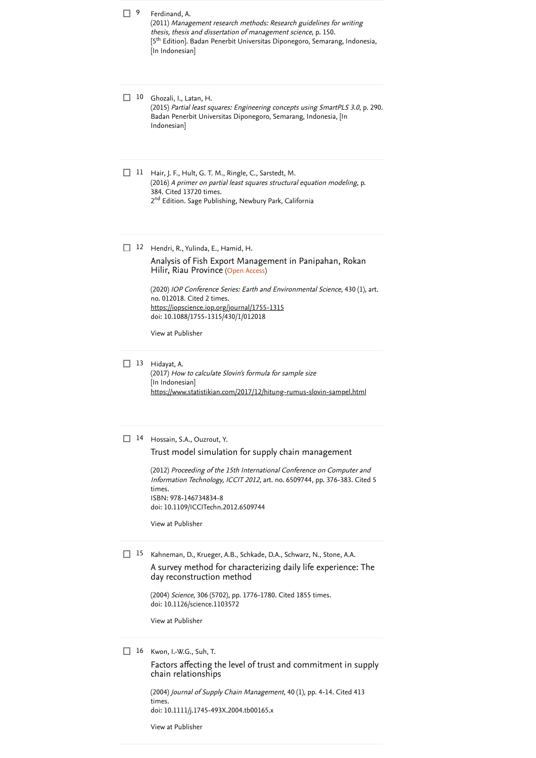9. Ferdinand, A.
(2011) *Management research methods: Research guidelines for writing thesis, thesis and dissertation of management science*, p. 150.
[5th Edition]. Badan Penerbit Universitas Diponegoro, Semarang, Indonesia, [In Indonesian]

10. Ghozali, I., Latan, H.
(2015) *Partial least squares: Engineering concepts using SmartPLS 3.0*, p. 290. Badan Penerbit Universitas Diponegoro, Semarang, Indonesia, [In Indonesian]

11. Hair, J. F., Hult, G. T. M., Ringle, C., Sarstedt, M.
(2016) *A primer on partial least squares structural equation modeling*, p. 384. Cited 13720 times.
2nd Edition. Sage Publishing, Newbury Park, California

12. Hendri, R., Yulinda, E., Hamid, H.
Analysis of Fish Export Management in Panipahan, Rokan Hilir, Riau Province (Open Access)
(2020) *IOP Conference Series: Earth and Environmental Science*, 430 (1), art. no. 012018. Cited 2 times.
https://iopscience.iop.org/journal/1755-1315
doi: 10.1088/1755-1315/430/1/012018
View at Publisher

13. Hidayat, A.
(2017) *How to calculate Slovin's formula for sample size*
[In Indonesian]
https://www.statistikian.com/2017/12/hitung-rumus-slovin-sampel.html

14. Hossain, S.A., Ouzrout, Y.
Trust model simulation for supply chain management
(2012) *Proceeding of the 15th International Conference on Computer and Information Technology, ICCIT 2012*, art. no. 6509744, pp. 376-383. Cited 5 times.
ISBN: 978-146734834-8
doi: 10.1109/ICCITechn.2012.6509744
View at Publisher

15. Kahneman, D., Krueger, A.B., Schkade, D.A., Schwarz, N., Stone, A.A.
A survey method for characterizing daily life experience: The day reconstruction method
(2004) *Science*, 306 (5702), pp. 1776-1780. Cited 1855 times.
doi: 10.1126/science.1103572
View at Publisher

16. Kwon, I.-W.G., Suh, T.
Factors affecting the level of trust and commitment in supply chain relationships
(2004) *Journal of Supply Chain Management*, 40 (1), pp. 4-14. Cited 413 times.
doi: 10.1111/j.1745-493X.2004.tb00165.x
View at Publisher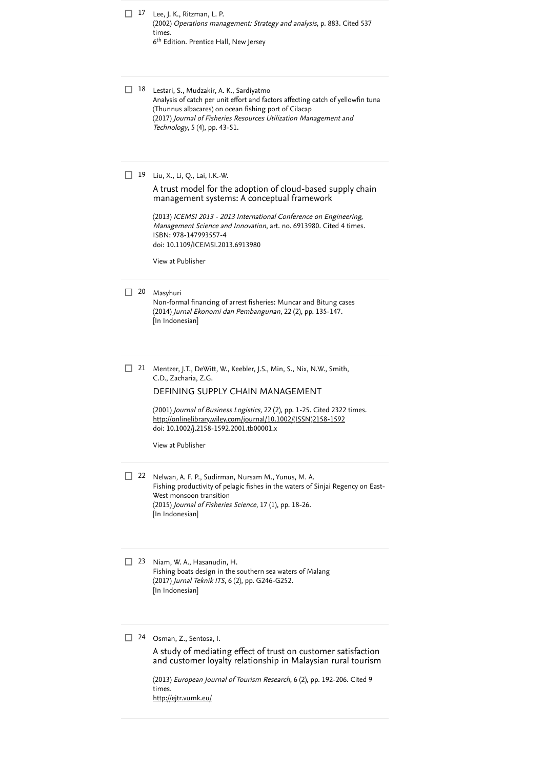17 Lee, J. K., Ritzman, L. P.
(2002) *Operations management: Strategy and analysis*, p. 883. Cited 537 times.
6th Edition. Prentice Hall, New Jersey

18 Lestari, S., Mudzakir, A. K., Sardiyatmo
Analysis of catch per unit effort and factors affecting catch of yellowfin tuna (Thunnus albacares) on ocean fishing port of Cilacap
(2017) *Journal of Fisheries Resources Utilization Management and Technology*, 5 (4), pp. 43-51.

19 Liu, X., Li, Q., Lai, I.K.-W.
A trust model for the adoption of cloud-based supply chain management systems: A conceptual framework
(2013) *ICEMSI 2013 - 2013 International Conference on Engineering, Management Science and Innovation*, art. no. 6913980. Cited 4 times.
ISBN: 978-147993557-4
doi: 10.1109/ICEMSI.2013.6913980

View at Publisher

20 Masyhuri
Non-formal financing of arrest fisheries: Muncar and Bitung cases
(2014) *Jurnal Ekonomi dan Pembangunan*, 22 (2), pp. 135-147.
[In Indonesian]

21 Mentzer, J.T., DeWitt, W., Keebler, J.S., Min, S., Nix, N.W., Smith, C.D., Zacharia, Z.G.
DEFINING SUPPLY CHAIN MANAGEMENT
(2001) *Journal of Business Logistics*, 22 (2), pp. 1-25. Cited 2322 times.
http://onlinelibrary.wiley.com/journal/10.1002/(ISSN)2158-1592
doi: 10.1002/j.2158-1592.2001.tb00001.x

View at Publisher

22 Nelwan, A. F. P., Sudirman, Nursam M., Yunus, M. A.
Fishing productivity of pelagic fishes in the waters of Sinjai Regency on East-West monsoon transition
(2015) *Journal of Fisheries Science*, 17 (1), pp. 18-26.
[In Indonesian]

23 Niam, W. A., Hasanudin, H.
Fishing boats design in the southern sea waters of Malang
(2017) *Jurnal Teknik ITS*, 6 (2), pp. G246-G252.
[In Indonesian]

24 Osman, Z., Sentosa, I.
A study of mediating effect of trust on customer satisfaction and customer loyalty relationship in Malaysian rural tourism
(2013) *European Journal of Tourism Research*, 6 (2), pp. 192-206. Cited 9 times.
http://ejtr.vumk.eu/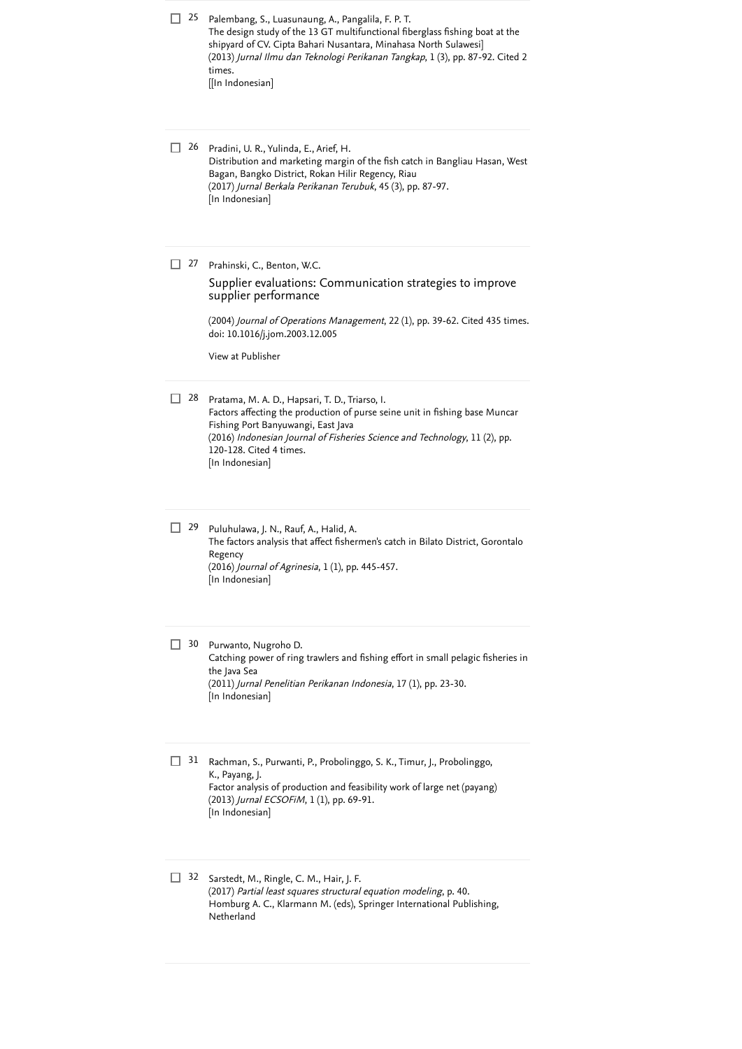25 Palembang, S., Luasunaung, A., Pangalila, F. P. T.
The design study of the 13 GT multifunctional fiberglass fishing boat at the shipyard of CV. Cipta Bahari Nusantara, Minahasa North Sulawesi]
(2013) *Jurnal Ilmu dan Teknologi Perikanan Tangkap*, 1 (3), pp. 87-92. Cited 2 times.
[[In Indonesian]

26 Pradini, U. R., Yulinda, E., Arief, H.
Distribution and marketing margin of the fish catch in Bangliau Hasan, West Bagan, Bangko District, Rokan Hilir Regency, Riau
(2017) *Jurnal Berkala Perikanan Terubuk*, 45 (3), pp. 87-97.
[In Indonesian]

27 Prahinski, C., Benton, W.C.
Supplier evaluations: Communication strategies to improve supplier performance
(2004) *Journal of Operations Management*, 22 (1), pp. 39-62. Cited 435 times.
doi: 10.1016/j.jom.2003.12.005

View at Publisher

28 Pratama, M. A. D., Hapsari, T. D., Triarso, I.
Factors affecting the production of purse seine unit in fishing base Muncar Fishing Port Banyuwangi, East Java
(2016) *Indonesian Journal of Fisheries Science and Technology*, 11 (2), pp. 120-128. Cited 4 times.
[In Indonesian]

29 Puluhulawa, J. N., Rauf, A., Halid, A.
The factors analysis that affect fishermen's catch in Bilato District, Gorontalo Regency
(2016) *Journal of Agrinesia*, 1 (1), pp. 445-457.
[In Indonesian]

30 Purwanto, Nugroho D.
Catching power of ring trawlers and fishing effort in small pelagic fisheries in the Java Sea
(2011) *Jurnal Penelitian Perikanan Indonesia*, 17 (1), pp. 23-30.
[In Indonesian]

31 Rachman, S., Purwanti, P., Probolinggo, S. K., Timur, J., Probolinggo, K., Payang, J.
Factor analysis of production and feasibility work of large net (payang)
(2013) *Jurnal ECSOFiM*, 1 (1), pp. 69-91.
[In Indonesian]

32 Sarstedt, M., Ringle, C. M., Hair, J. F.
(2017) *Partial least squares structural equation modeling*, p. 40.
Homburg A. C., Klarmann M. (eds), Springer International Publishing, Netherland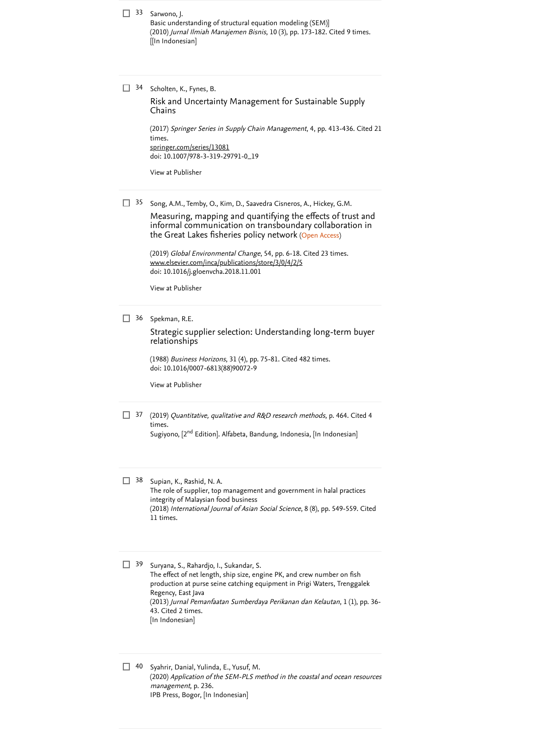33 Sarwono, J.
Basic understanding of structural equation modeling (SEM)]
(2010) *Jurnal Ilmiah Manajemen Bisnis*, 10 (3), pp. 173-182. Cited 9 times.
[[In Indonesian]

34 Scholten, K., Fynes, B.

Risk and Uncertainty Management for Sustainable Supply Chains

(2017) *Springer Series in Supply Chain Management*, 4, pp. 413-436. Cited 21 times.
springer.com/series/13081
doi: 10.1007/978-3-319-29791-0_19

View at Publisher

35 Song, A.M., Temby, O., Kim, D., Saavedra Cisneros, A., Hickey, G.M.

Measuring, mapping and quantifying the effects of trust and informal communication on transboundary collaboration in the Great Lakes fisheries policy network (Open Access)

(2019) *Global Environmental Change*, 54, pp. 6-18. Cited 23 times.
www.elsevier.com/inca/publications/store/3/0/4/2/5
doi: 10.1016/j.gloenvcha.2018.11.001

View at Publisher

36 Spekman, R.E.

Strategic supplier selection: Understanding long-term buyer relationships

(1988) *Business Horizons*, 31 (4), pp. 75-81. Cited 482 times.
doi: 10.1016/0007-6813(88)90072-9

View at Publisher

37 (2019) *Quantitative, qualitative and R&D research methods*, p. 464. Cited 4 times.
Sugiyono, [2nd Edition]. Alfabeta, Bandung, Indonesia, [In Indonesian]

38 Supian, K., Rashid, N. A.
The role of supplier, top management and government in halal practices integrity of Malaysian food business
(2018) *International Journal of Asian Social Science*, 8 (8), pp. 549-559. Cited 11 times.

39 Suryana, S., Rahardjo, I., Sukandar, S.
The effect of net length, ship size, engine PK, and crew number on fish production at purse seine catching equipment in Prigi Waters, Trenggalek Regency, East Java
(2013) *Jurnal Pemanfaatan Sumberdaya Perikanan dan Kelautan*, 1 (1), pp. 36-43. Cited 2 times.
[In Indonesian]

40 Syahrir, Danial, Yulinda, E., Yusuf, M.
(2020) *Application of the SEM-PLS method in the coastal and ocean resources management*, p. 236.
IPB Press, Bogor, [In Indonesian]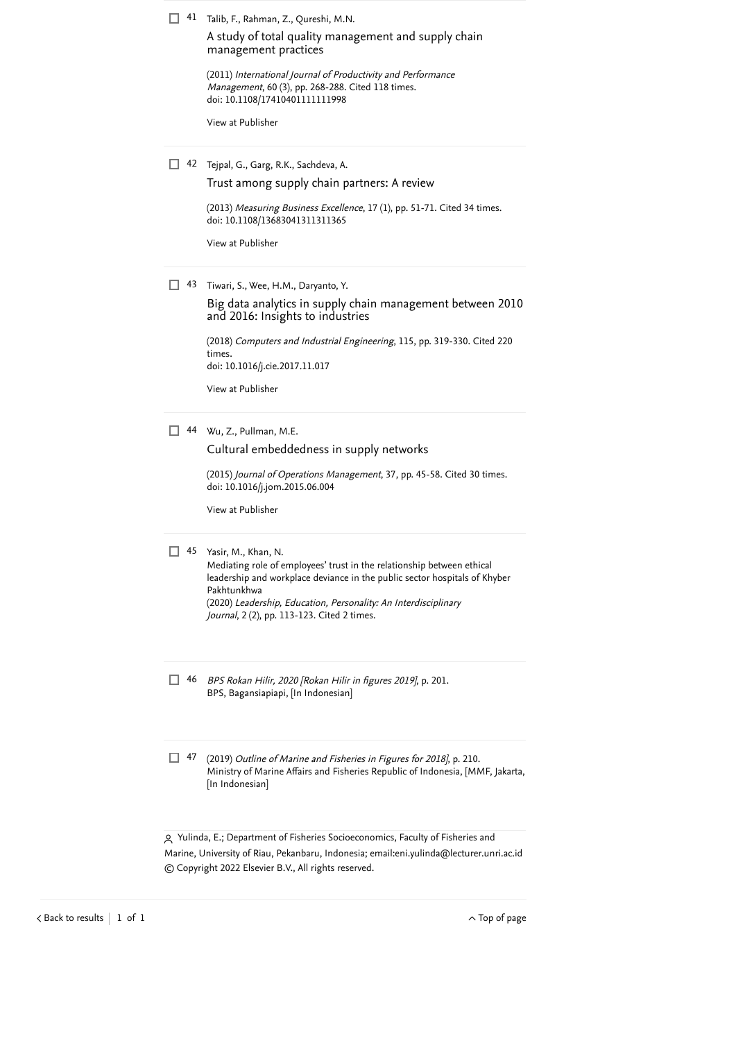41 Talib, F., Rahman, Z., Qureshi, M.N.

A study of total quality management and supply chain management practices

(2011) *International Journal of Productivity and Performance Management*, 60 (3), pp. 268-288. Cited 118 times.
doi: 10.1108/17410401111111998

View at Publisher

42 Tejpal, G., Garg, R.K., Sachdeva, A.

Trust among supply chain partners: A review

(2013) *Measuring Business Excellence*, 17 (1), pp. 51-71. Cited 34 times.
doi: 10.1108/13683041311311365

View at Publisher

43 Tiwari, S., Wee, H.M., Daryanto, Y.

Big data analytics in supply chain management between 2010 and 2016: Insights to industries

(2018) *Computers and Industrial Engineering*, 115, pp. 319-330. Cited 220 times.
doi: 10.1016/j.cie.2017.11.017

View at Publisher

44 Wu, Z., Pullman, M.E.

Cultural embeddedness in supply networks

(2015) *Journal of Operations Management*, 37, pp. 45-58. Cited 30 times.
doi: 10.1016/j.jom.2015.06.004

View at Publisher

45 Yasir, M., Khan, N.
Mediating role of employees' trust in the relationship between ethical leadership and workplace deviance in the public sector hospitals of Khyber Pakhtunkhwa
(2020) *Leadership, Education, Personality: An Interdisciplinary Journal*, 2 (2), pp. 113-123. Cited 2 times.

46 *BPS Rokan Hilir, 2020 [Rokan Hilir in figures 2019]*, p. 201.
BPS, Bagansiapiapi, [In Indonesian]

47 (2019) *Outline of Marine and Fisheries in Figures for 2018]*, p. 210.
Ministry of Marine Affairs and Fisheries Republic of Indonesia, [MMF, Jakarta, [In Indonesian]

Yulinda, E.; Department of Fisheries Socioeconomics, Faculty of Fisheries and Marine, University of Riau, Pekanbaru, Indonesia; email:eni.yulinda@lecturer.unri.ac.id
© Copyright 2022 Elsevier B.V., All rights reserved.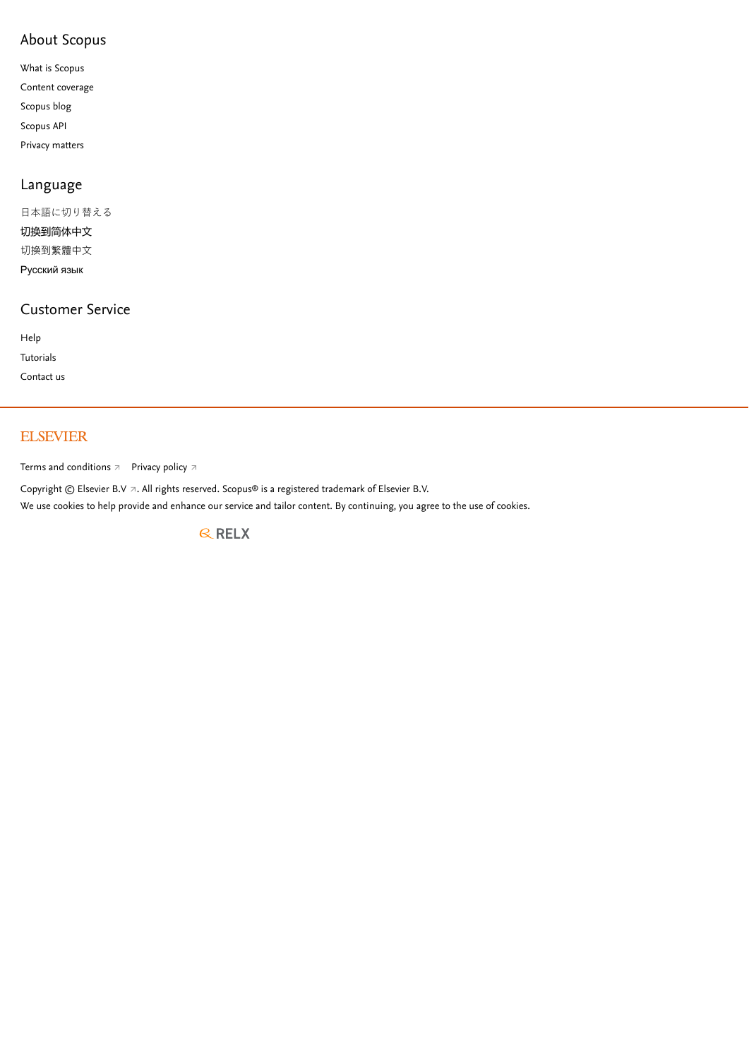## About Scopus

What is Scopus

Content coverage

Scopus blog

Scopus API

Privacy matters

## Language

日本語に切り替える

切换到简体中文

切換到繁體中文

Русский язык

## Customer Service

Help

Tutorials

Contact us

ELSEVIER

Terms and conditions ↗ Privacy policy ↗

Copyright © Elsevier B.V ↗. All rights reserved. Scopus® is a registered trademark of Elsevier B.V.

We use cookies to help provide and enhance our service and tailor content. By continuing, you agree to the use of cookies.

RELX